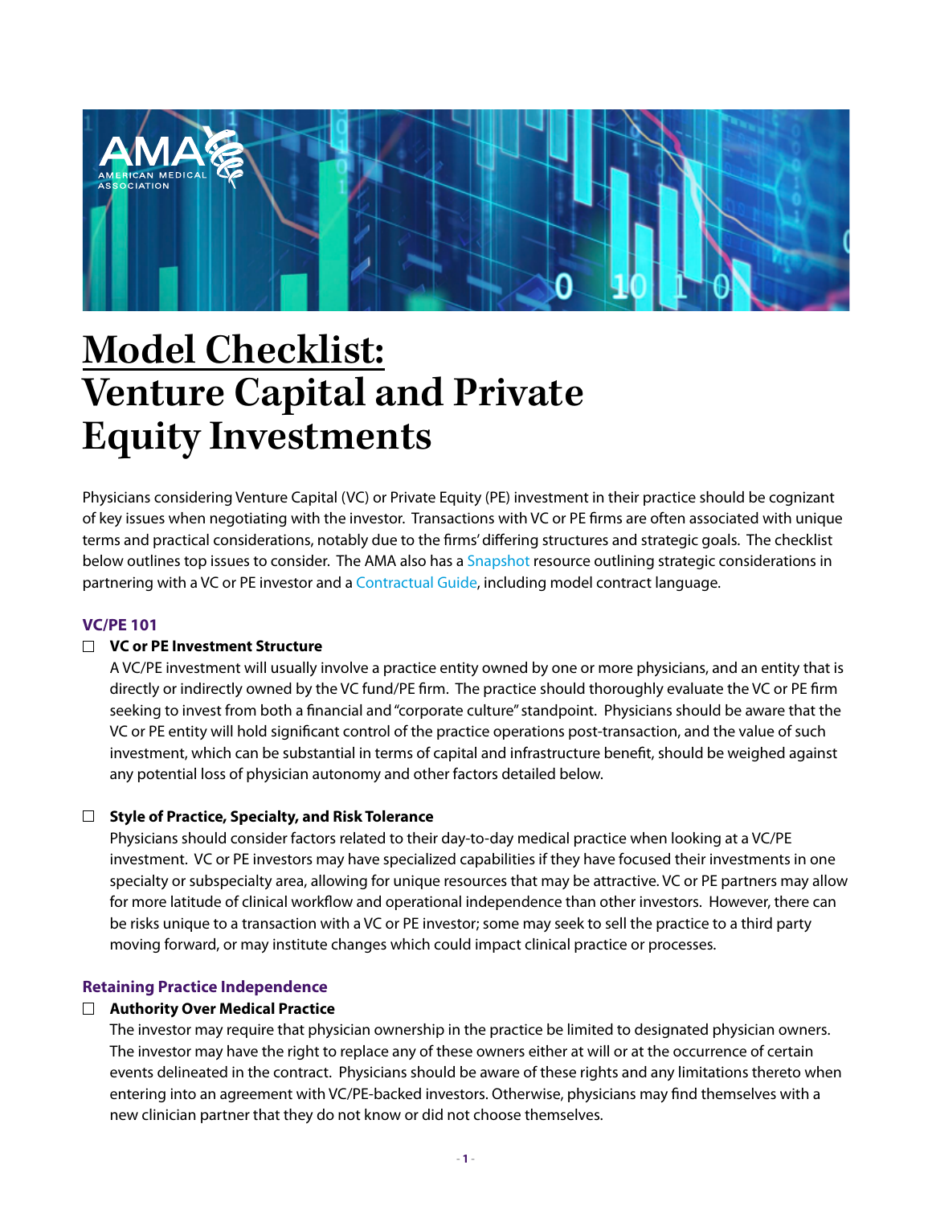# Model Checklist: Venture Capital and Private Equity Investments

Physicians considering Venture Capital (VC) or Private Equity (PE) investment in their practice should be cognizant of key issues when negotiating with the investor. Transactions with VC or PE firms are often associated with unique terms and practical considerations, notably due to the firms' differing structures and strategic goals. The checklist below outlines top issues to consider. The AMA also has a Snapshot resource outlining strategic considerations in partnering with a VC or PE investor and a Contractual Guide, including model contract language.

## VC/PE 101

- ☐ **VC or PE Investment Structure**

  A VC/PE investment will usually involve a practice entity owned by one or more physicians, and an entity that is directly or indirectly owned by the VC fund/PE firm. The practice should thoroughly evaluate the VC or PE firm seeking to invest from both a financial and "corporate culture" standpoint. Physicians should be aware that the VC or PE entity will hold significant control of the practice operations post-transaction, and the value of such investment, which can be substantial in terms of capital and infrastructure benefit, should be weighed against any potential loss of physician autonomy and other factors detailed below.

- ☐ **Style of Practice, Specialty, and Risk Tolerance**

  Physicians should consider factors related to their day-to-day medical practice when looking at a VC/PE investment. VC or PE investors may have specialized capabilities if they have focused their investments in one specialty or subspecialty area, allowing for unique resources that may be attractive. VC or PE partners may allow for more latitude of clinical workflow and operational independence than other investors. However, there can be risks unique to a transaction with a VC or PE investor; some may seek to sell the practice to a third party moving forward, or may institute changes which could impact clinical practice or processes.

## Retaining Practice Independence

- ☐ **Authority Over Medical Practice**

  The investor may require that physician ownership in the practice be limited to designated physician owners. The investor may have the right to replace any of these owners either at will or at the occurrence of certain events delineated in the contract. Physicians should be aware of these rights and any limitations thereto when entering into an agreement with VC/PE-backed investors. Otherwise, physicians may find themselves with a new clinician partner that they do not know or did not choose themselves.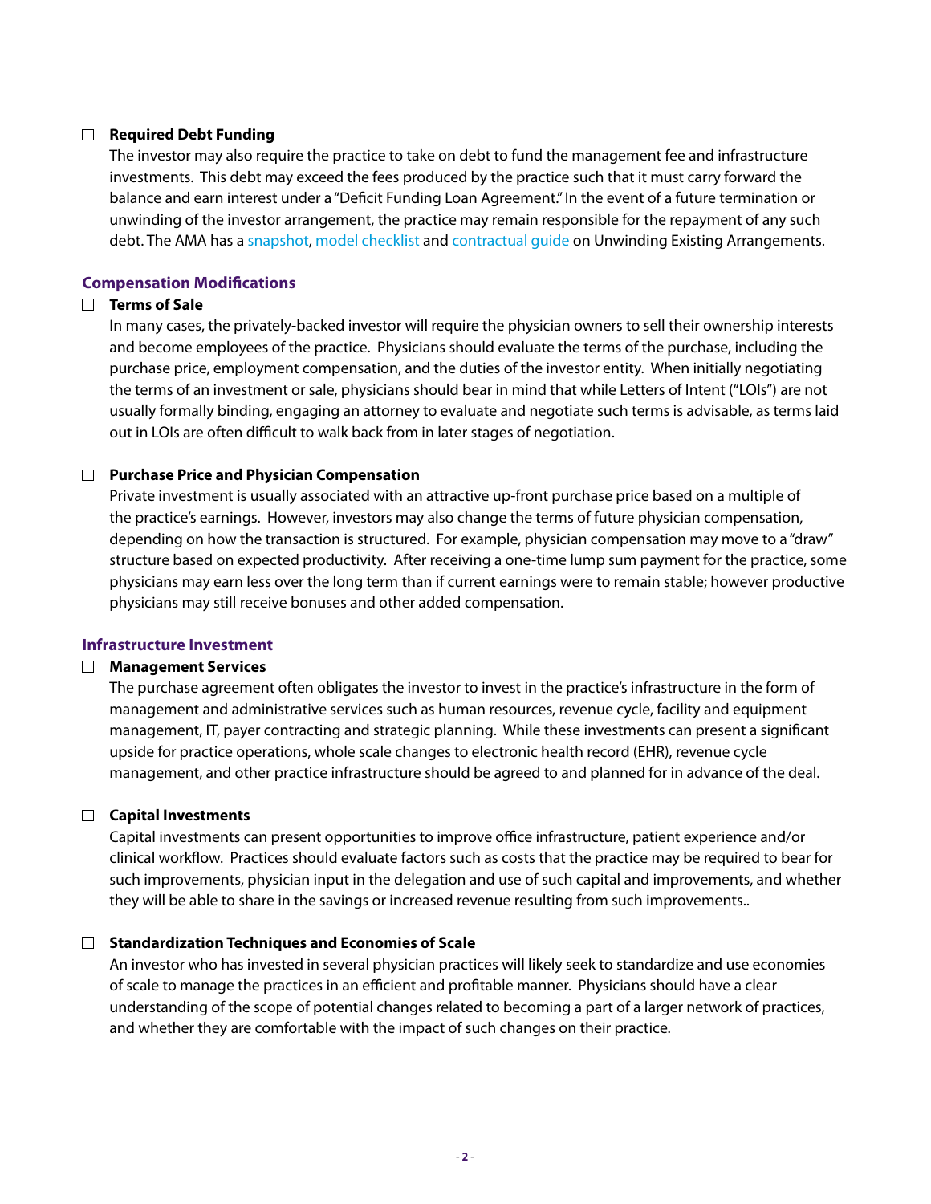- [ ] **Required Debt Funding**

  The investor may also require the practice to take on debt to fund the management fee and infrastructure investments. This debt may exceed the fees produced by the practice such that it must carry forward the balance and earn interest under a "Deficit Funding Loan Agreement." In the event of a future termination or unwinding of the investor arrangement, the practice may remain responsible for the repayment of any such debt. The AMA has a snapshot, model checklist and contractual guide on Unwinding Existing Arrangements.

### Compensation Modifications

- [ ] **Terms of Sale**

  In many cases, the privately-backed investor will require the physician owners to sell their ownership interests and become employees of the practice. Physicians should evaluate the terms of the purchase, including the purchase price, employment compensation, and the duties of the investor entity. When initially negotiating the terms of an investment or sale, physicians should bear in mind that while Letters of Intent ("LOIs") are not usually formally binding, engaging an attorney to evaluate and negotiate such terms is advisable, as terms laid out in LOIs are often difficult to walk back from in later stages of negotiation.

- [ ] **Purchase Price and Physician Compensation**

  Private investment is usually associated with an attractive up-front purchase price based on a multiple of the practice's earnings. However, investors may also change the terms of future physician compensation, depending on how the transaction is structured. For example, physician compensation may move to a "draw" structure based on expected productivity. After receiving a one-time lump sum payment for the practice, some physicians may earn less over the long term than if current earnings were to remain stable; however productive physicians may still receive bonuses and other added compensation.

### Infrastructure Investment

- [ ] **Management Services**

  The purchase agreement often obligates the investor to invest in the practice's infrastructure in the form of management and administrative services such as human resources, revenue cycle, facility and equipment management, IT, payer contracting and strategic planning. While these investments can present a significant upside for practice operations, whole scale changes to electronic health record (EHR), revenue cycle management, and other practice infrastructure should be agreed to and planned for in advance of the deal.

- [ ] **Capital Investments**

  Capital investments can present opportunities to improve office infrastructure, patient experience and/or clinical workflow. Practices should evaluate factors such as costs that the practice may be required to bear for such improvements, physician input in the delegation and use of such capital and improvements, and whether they will be able to share in the savings or increased revenue resulting from such improvements..

- [ ] **Standardization Techniques and Economies of Scale**

  An investor who has invested in several physician practices will likely seek to standardize and use economies of scale to manage the practices in an efficient and profitable manner. Physicians should have a clear understanding of the scope of potential changes related to becoming a part of a larger network of practices, and whether they are comfortable with the impact of such changes on their practice.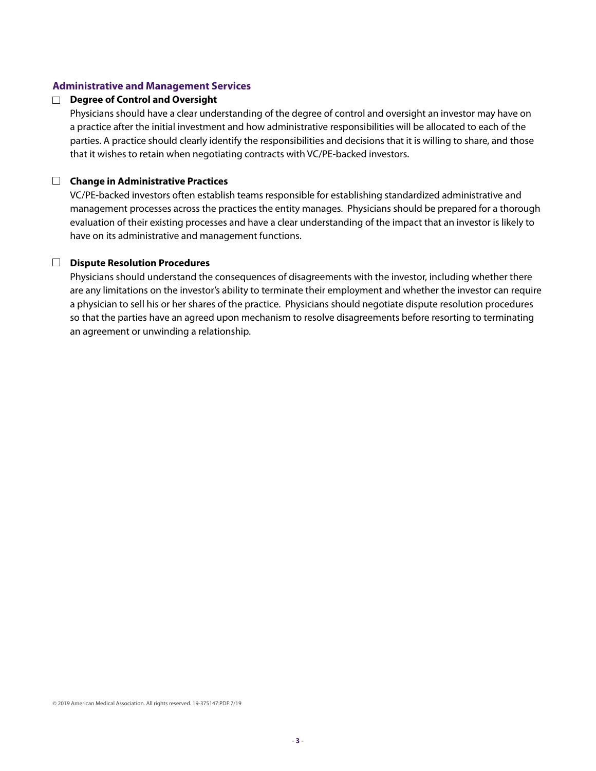### Administrative and Management Services

- [ ] **Degree of Control and Oversight**

  Physicians should have a clear understanding of the degree of control and oversight an investor may have on a practice after the initial investment and how administrative responsibilities will be allocated to each of the parties. A practice should clearly identify the responsibilities and decisions that it is willing to share, and those that it wishes to retain when negotiating contracts with VC/PE-backed investors.

- [ ] **Change in Administrative Practices**

  VC/PE-backed investors often establish teams responsible for establishing standardized administrative and management processes across the practices the entity manages. Physicians should be prepared for a thorough evaluation of their existing processes and have a clear understanding of the impact that an investor is likely to have on its administrative and management functions.

- [ ] **Dispute Resolution Procedures**

  Physicians should understand the consequences of disagreements with the investor, including whether there are any limitations on the investor's ability to terminate their employment and whether the investor can require a physician to sell his or her shares of the practice. Physicians should negotiate dispute resolution procedures so that the parties have an agreed upon mechanism to resolve disagreements before resorting to terminating an agreement or unwinding a relationship.

© 2019 American Medical Association. All rights reserved. 19-375147:PDF:7/19